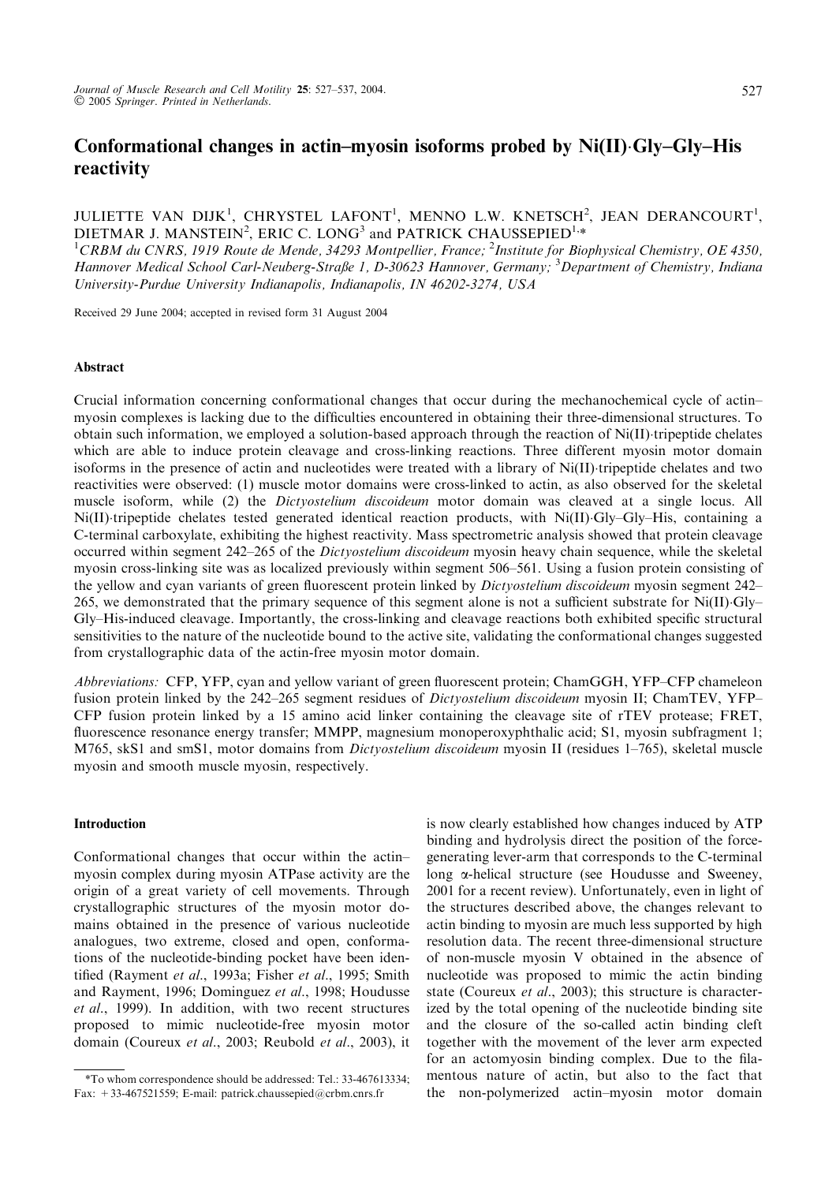# Conformational changes in actin–myosin isoforms probed by Ni(II)·Gly–Gly–His reactivity

JULIETTE VAN DIJK[1], CHRYSTEL LAFONT[1], MENNO L.W. KNETSCH[2], JEAN DERANCOURT[1], DIETMAR J. MANSTEIN[2], ERIC C. LONG[3] and PATRICK CHAUSSEPIED[1,*]

[1]CRBM du CNRS, 1919 Route de Mende, 34293 Montpellier, France; [2]Institute for Biophysical Chemistry, OE 4350, Hannover Medical School Carl-Neuberg-Straße 1, D-30623 Hannover, Germany; [3]Department of Chemistry, Indiana University-Purdue University Indianapolis, Indianapolis, IN 46202-3274, USA

Received 29 June 2004; accepted in revised form 31 August 2004

## Abstract

Crucial information concerning conformational changes that occur during the mechanochemical cycle of actin–myosin complexes is lacking due to the difficulties encountered in obtaining their three-dimensional structures. To obtain such information, we employed a solution-based approach through the reaction of Ni(II)·tripeptide chelates which are able to induce protein cleavage and cross-linking reactions. Three different myosin motor domain isoforms in the presence of actin and nucleotides were treated with a library of Ni(II)·tripeptide chelates and two reactivities were observed: (1) muscle motor domains were cross-linked to actin, as also observed for the skeletal muscle isoform, while (2) the *Dictyostelium discoideum* motor domain was cleaved at a single locus. All Ni(II)·tripeptide chelates tested generated identical reaction products, with Ni(II)·Gly–Gly–His, containing a C-terminal carboxylate, exhibiting the highest reactivity. Mass spectrometric analysis showed that protein cleavage occurred within segment 242–265 of the *Dictyostelium discoideum* myosin heavy chain sequence, while the skeletal myosin cross-linking site was as localized previously within segment 506–561. Using a fusion protein consisting of the yellow and cyan variants of green fluorescent protein linked by *Dictyostelium discoideum* myosin segment 242–265, we demonstrated that the primary sequence of this segment alone is not a sufficient substrate for Ni(II)·Gly–Gly–His-induced cleavage. Importantly, the cross-linking and cleavage reactions both exhibited specific structural sensitivities to the nature of the nucleotide bound to the active site, validating the conformational changes suggested from crystallographic data of the actin-free myosin motor domain.

*Abbreviations:* CFP, YFP, cyan and yellow variant of green fluorescent protein; ChamGGH, YFP–CFP chameleon fusion protein linked by the 242–265 segment residues of *Dictyostelium discoideum* myosin II; ChamTEV, YFP–CFP fusion protein linked by a 15 amino acid linker containing the cleavage site of rTEV protease; FRET, fluorescence resonance energy transfer; MMPP, magnesium monoperoxyphthalic acid; S1, myosin subfragment 1; M765, skS1 and smS1, motor domains from *Dictyostelium discoideum* myosin II (residues 1–765), skeletal muscle myosin and smooth muscle myosin, respectively.

## Introduction

Conformational changes that occur within the actin–myosin complex during myosin ATPase activity are the origin of a great variety of cell movements. Through crystallographic structures of the myosin motor domains obtained in the presence of various nucleotide analogues, two extreme, closed and open, conformations of the nucleotide-binding pocket have been identified (Rayment *et al.*, 1993a; Fisher *et al.*, 1995; Smith and Rayment, 1996; Dominguez *et al.*, 1998; Houdusse *et al.*, 1999). In addition, with two recent structures proposed to mimic nucleotide-free myosin motor domain (Coureux *et al.*, 2003; Reubold *et al.*, 2003), it is now clearly established how changes induced by ATP binding and hydrolysis direct the position of the force-generating lever-arm that corresponds to the C-terminal long α-helical structure (see Houdusse and Sweeney, 2001 for a recent review). Unfortunately, even in light of the structures described above, the changes relevant to actin binding to myosin are much less supported by high resolution data. The recent three-dimensional structure of non-muscle myosin V obtained in the absence of nucleotide was proposed to mimic the actin binding state (Coureux *et al.*, 2003); this structure is characterized by the total opening of the nucleotide binding site and the closure of the so-called actin binding cleft together with the movement of the lever arm expected for an actomyosin binding complex. Due to the filamentous nature of actin, but also to the fact that the non-polymerized actin–myosin motor domain

*To whom correspondence should be addressed: Tel.: 33-467613334; Fax: +33-467521559; E-mail: patrick.chaussepied@crbm.cnrs.fr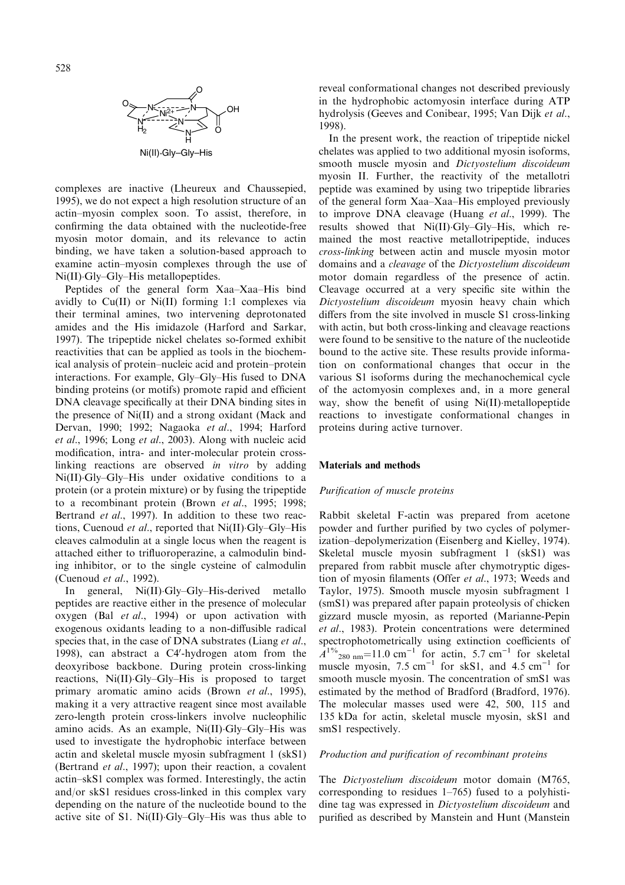Ni(II)·Gly–Gly–His

complexes are inactive (Lheureux and Chaussepied, 1995), we do not expect a high resolution structure of an actin–myosin complex soon. To assist, therefore, in confirming the data obtained with the nucleotide-free myosin motor domain, and its relevance to actin binding, we have taken a solution-based approach to examine actin–myosin complexes through the use of Ni(II)·Gly–Gly–His metallopeptides.

Peptides of the general form Xaa–Xaa–His bind avidly to Cu(II) or Ni(II) forming 1:1 complexes via their terminal amines, two intervening deprotonated amides and the His imidazole (Harford and Sarkar, 1997). The tripeptide nickel chelates so-formed exhibit reactivities that can be applied as tools in the biochemical analysis of protein–nucleic acid and protein–protein interactions. For example, Gly–Gly–His fused to DNA binding proteins (or motifs) promote rapid and efficient DNA cleavage specifically at their DNA binding sites in the presence of Ni(II) and a strong oxidant (Mack and Dervan, 1990; 1992; Nagaoka *et al*., 1994; Harford *et al*., 1996; Long *et al*., 2003). Along with nucleic acid modification, intra- and inter-molecular protein cross-linking reactions are observed *in vitro* by adding Ni(II)·Gly–Gly–His under oxidative conditions to a protein (or a protein mixture) or by fusing the tripeptide to a recombinant protein (Brown *et al*., 1995; 1998; Bertrand *et al*., 1997). In addition to these two reactions, Cuenoud *et al*., reported that Ni(II)·Gly–Gly–His cleaves calmodulin at a single locus when the reagent is attached either to trifluoroperazine, a calmodulin binding inhibitor, or to the single cysteine of calmodulin (Cuenoud *et al*., 1992).

In general, Ni(II)·Gly–Gly–His-derived metallo peptides are reactive either in the presence of molecular oxygen (Bal *et al*., 1994) or upon activation with exogenous oxidants leading to a non-diffusible radical species that, in the case of DNA substrates (Liang *et al*., 1998), can abstract a C4′-hydrogen atom from the deoxyribose backbone. During protein cross-linking reactions, Ni(II)·Gly–Gly–His is proposed to target primary aromatic amino acids (Brown *et al*., 1995), making it a very attractive reagent since most available zero-length protein cross-linkers involve nucleophilic amino acids. As an example, Ni(II)·Gly–Gly–His was used to investigate the hydrophobic interface between actin and skeletal muscle myosin subfragment 1 (skS1) (Bertrand *et al*., 1997); upon their reaction, a covalent actin–skS1 complex was formed. Interestingly, the actin and/or skS1 residues cross-linked in this complex vary depending on the nature of the nucleotide bound to the active site of S1. Ni(II)·Gly–Gly–His was thus able to reveal conformational changes not described previously in the hydrophobic actomyosin interface during ATP hydrolysis (Geeves and Conibear, 1995; Van Dijk *et al*., 1998).

In the present work, the reaction of tripeptide nickel chelates was applied to two additional myosin isoforms, smooth muscle myosin and *Dictyostelium discoideum* myosin II. Further, the reactivity of the metallotri peptide was examined by using two tripeptide libraries of the general form Xaa–Xaa–His employed previously to improve DNA cleavage (Huang *et al*., 1999). The results showed that Ni(II)·Gly–Gly–His, which remained the most reactive metallotripeptide, induces *cross-linking* between actin and muscle myosin motor domains and a *cleavage* of the *Dictyostelium discoideum* motor domain regardless of the presence of actin. Cleavage occurred at a very specific site within the *Dictyostelium discoideum* myosin heavy chain which differs from the site involved in muscle S1 cross-linking with actin, but both cross-linking and cleavage reactions were found to be sensitive to the nature of the nucleotide bound to the active site. These results provide information on conformational changes that occur in the various S1 isoforms during the mechanochemical cycle of the actomyosin complexes and, in a more general way, show the benefit of using Ni(II)·metallopeptide reactions to investigate conformational changes in proteins during active turnover.

## Materials and methods

### *Purification of muscle proteins*

Rabbit skeletal F-actin was prepared from acetone powder and further purified by two cycles of polymerization–depolymerization (Eisenberg and Kielley, 1974). Skeletal muscle myosin subfragment 1 (skS1) was prepared from rabbit muscle after chymotryptic digestion of myosin filaments (Offer *et al*., 1973; Weeds and Taylor, 1975). Smooth muscle myosin subfragment 1 (smS1) was prepared after papain proteolysis of chicken gizzard muscle myosin, as reported (Marianne-Pepin *et al*., 1983). Protein concentrations were determined spectrophotometrically using extinction coefficients of $A^{1\%}{}_{280\ \mathrm{nm}}=11.0\ \mathrm{cm}^{-1}$ for actin, $5.7\ \mathrm{cm}^{-1}$ for skeletal muscle myosin, $7.5\ \mathrm{cm}^{-1}$ for skS1, and $4.5\ \mathrm{cm}^{-1}$ for smooth muscle myosin. The concentration of smS1 was estimated by the method of Bradford (Bradford, 1976). The molecular masses used were 42, 500, 115 and 135 kDa for actin, skeletal muscle myosin, skS1 and smS1 respectively.

### *Production and purification of recombinant proteins*

The *Dictyostelium discoideum* motor domain (M765, corresponding to residues 1–765) fused to a polyhistidine tag was expressed in *Dictyostelium discoideum* and purified as described by Manstein and Hunt (Manstein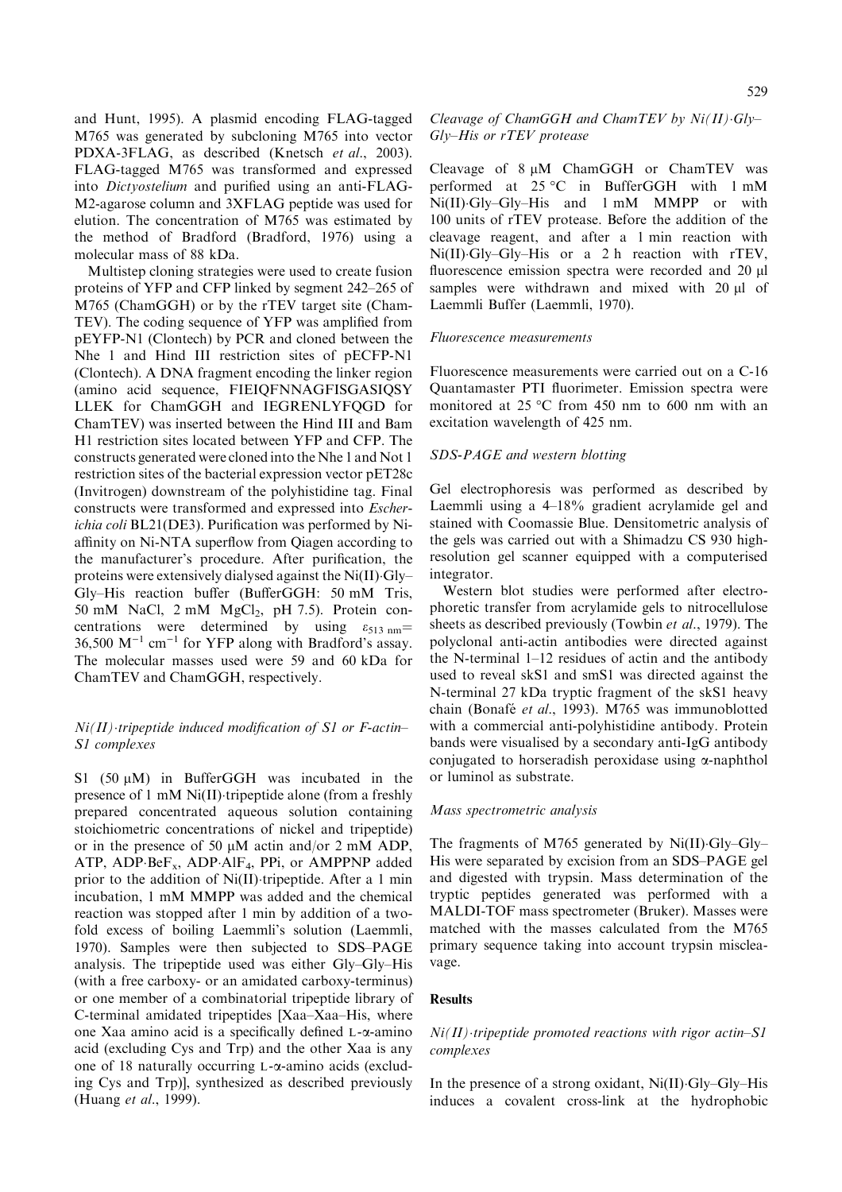and Hunt, 1995). A plasmid encoding FLAG-tagged M765 was generated by subcloning M765 into vector PDXA-3FLAG, as described (Knetsch *et al.*, 2003). FLAG-tagged M765 was transformed and expressed into *Dictyostelium* and purified using an anti-FLAG-M2-agarose column and 3XFLAG peptide was used for elution. The concentration of M765 was estimated by the method of Bradford (Bradford, 1976) using a molecular mass of 88 kDa.

Multistep cloning strategies were used to create fusion proteins of YFP and CFP linked by segment 242–265 of M765 (ChamGGH) or by the rTEV target site (ChamTEV). The coding sequence of YFP was amplified from pEYFP-N1 (Clontech) by PCR and cloned between the Nhe 1 and Hind III restriction sites of pECFP-N1 (Clontech). A DNA fragment encoding the linker region (amino acid sequence, FIEIQFNNAGFISGASIQSY LLEK for ChamGGH and IEGRENLYFQGD for ChamTEV) was inserted between the Hind III and Bam H1 restriction sites located between YFP and CFP. The constructs generated were cloned into the Nhe 1 and Not 1 restriction sites of the bacterial expression vector pET28c (Invitrogen) downstream of the polyhistidine tag. Final constructs were transformed and expressed into *Escherichia coli* BL21(DE3). Purification was performed by Ni-affinity on Ni-NTA superflow from Qiagen according to the manufacturer's procedure. After purification, the proteins were extensively dialysed against the Ni(II)·Gly–Gly–His reaction buffer (BufferGGH: 50 mM Tris, 50 mM NaCl, 2 mM $MgCl_2$, pH 7.5). Protein concentrations were determined by using $\varepsilon_{513\ nm} = 36{,}500\ M^{-1}\ cm^{-1}$ for YFP along with Bradford's assay. The molecular masses used were 59 and 60 kDa for ChamTEV and ChamGGH, respectively.

### *Ni(II)·tripeptide induced modification of S1 or F-actin–S1 complexes*

S1 (50 μM) in BufferGGH was incubated in the presence of 1 mM Ni(II)·tripeptide alone (from a freshly prepared concentrated aqueous solution containing stoichiometric concentrations of nickel and tripeptide) or in the presence of 50 μM actin and/or 2 mM ADP, ATP, ADP·$BeF_x$, ADP·$AlF_4$, PPi, or AMPPNP added prior to the addition of Ni(II)·tripeptide. After a 1 min incubation, 1 mM MMPP was added and the chemical reaction was stopped after 1 min by addition of a two-fold excess of boiling Laemmli's solution (Laemmli, 1970). Samples were then subjected to SDS–PAGE analysis. The tripeptide used was either Gly–Gly–His (with a free carboxy- or an amidated carboxy-terminus) or one member of a combinatorial tripeptide library of C-terminal amidated tripeptides [Xaa–Xaa–His, where one Xaa amino acid is a specifically defined L-α-amino acid (excluding Cys and Trp) and the other Xaa is any one of 18 naturally occurring L-α-amino acids (excluding Cys and Trp)], synthesized as described previously (Huang *et al.*, 1999).

### *Cleavage of ChamGGH and ChamTEV by Ni(II)·Gly–Gly–His or rTEV protease*

Cleavage of 8 μM ChamGGH or ChamTEV was performed at 25 °C in BufferGGH with 1 mM Ni(II)·Gly–Gly–His and 1 mM MMPP or with 100 units of rTEV protease. Before the addition of the cleavage reagent, and after a 1 min reaction with Ni(II)·Gly–Gly–His or a 2 h reaction with rTEV, fluorescence emission spectra were recorded and 20 μl samples were withdrawn and mixed with 20 μl of Laemmli Buffer (Laemmli, 1970).

### *Fluorescence measurements*

Fluorescence measurements were carried out on a C-16 Quantamaster PTI fluorimeter. Emission spectra were monitored at 25 °C from 450 nm to 600 nm with an excitation wavelength of 425 nm.

### *SDS-PAGE and western blotting*

Gel electrophoresis was performed as described by Laemmli using a 4–18% gradient acrylamide gel and stained with Coomassie Blue. Densitometric analysis of the gels was carried out with a Shimadzu CS 930 high-resolution gel scanner equipped with a computerised integrator.

Western blot studies were performed after electrophoretic transfer from acrylamide gels to nitrocellulose sheets as described previously (Towbin *et al.*, 1979). The polyclonal anti-actin antibodies were directed against the N-terminal 1–12 residues of actin and the antibody used to reveal skS1 and smS1 was directed against the N-terminal 27 kDa tryptic fragment of the skS1 heavy chain (Bonafé *et al.*, 1993). M765 was immunoblotted with a commercial anti-polyhistidine antibody. Protein bands were visualised by a secondary anti-IgG antibody conjugated to horseradish peroxidase using α-naphthol or luminol as substrate.

### *Mass spectrometric analysis*

The fragments of M765 generated by Ni(II)·Gly–Gly–His were separated by excision from an SDS–PAGE gel and digested with trypsin. Mass determination of the tryptic peptides generated was performed with a MALDI-TOF mass spectrometer (Bruker). Masses were matched with the masses calculated from the M765 primary sequence taking into account trypsin miscleavage.

## Results

### *Ni(II)·tripeptide promoted reactions with rigor actin–S1 complexes*

In the presence of a strong oxidant, Ni(II)·Gly–Gly–His induces a covalent cross-link at the hydrophobic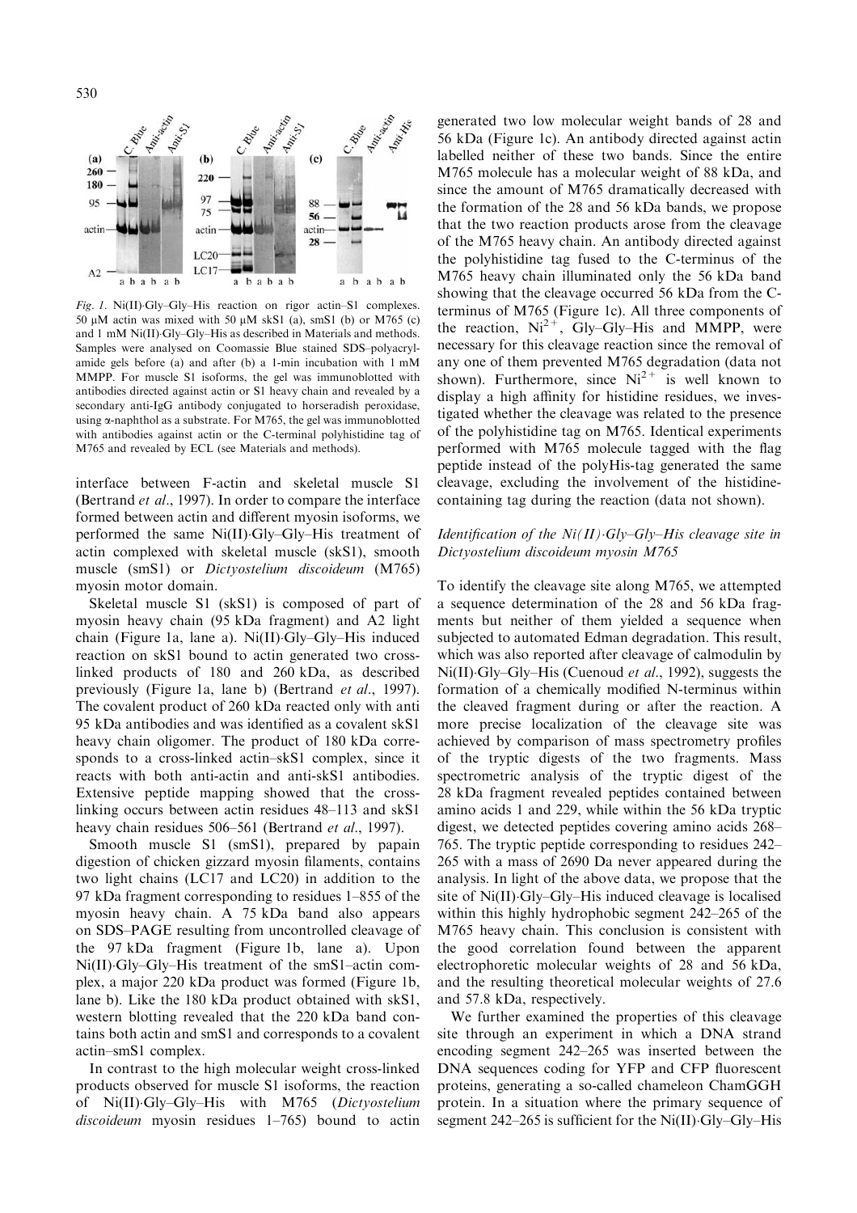Fig. 1. Ni(II)·Gly–Gly–His reaction on rigor actin–S1 complexes. 50 μM actin was mixed with 50 μM skS1 (a), smS1 (b) or M765 (c) and 1 mM Ni(II)·Gly–Gly–His as described in Materials and methods. Samples were analysed on Coomassie Blue stained SDS–polyacrylamide gels before (a) and after (b) a 1-min incubation with 1 mM MMPP. For muscle S1 isoforms, the gel was immunoblotted with antibodies directed against actin or S1 heavy chain and revealed by a secondary anti-IgG antibody conjugated to horseradish peroxidase, using α-naphthol as a substrate. For M765, the gel was immunoblotted with antibodies against actin or the C-terminal polyhistidine tag of M765 and revealed by ECL (see Materials and methods).

interface between F-actin and skeletal muscle S1 (Bertrand *et al*., 1997). In order to compare the interface formed between actin and different myosin isoforms, we performed the same Ni(II)·Gly–Gly–His treatment of actin complexed with skeletal muscle (skS1), smooth muscle (smS1) or *Dictyostelium discoideum* (M765) myosin motor domain.

Skeletal muscle S1 (skS1) is composed of part of myosin heavy chain (95 kDa fragment) and A2 light chain (Figure 1a, lane a). Ni(II)·Gly–Gly–His induced reaction on skS1 bound to actin generated two cross-linked products of 180 and 260 kDa, as described previously (Figure 1a, lane b) (Bertrand *et al*., 1997). The covalent product of 260 kDa reacted only with anti 95 kDa antibodies and was identified as a covalent skS1 heavy chain oligomer. The product of 180 kDa corresponds to a cross-linked actin–skS1 complex, since it reacts with both anti-actin and anti-skS1 antibodies. Extensive peptide mapping showed that the cross-linking occurs between actin residues 48–113 and skS1 heavy chain residues 506–561 (Bertrand *et al*., 1997).

Smooth muscle S1 (smS1), prepared by papain digestion of chicken gizzard myosin filaments, contains two light chains (LC17 and LC20) in addition to the 97 kDa fragment corresponding to residues 1–855 of the myosin heavy chain. A 75 kDa band also appears on SDS–PAGE resulting from uncontrolled cleavage of the 97 kDa fragment (Figure 1b, lane a). Upon Ni(II)·Gly–Gly–His treatment of the smS1–actin complex, a major 220 kDa product was formed (Figure 1b, lane b). Like the 180 kDa product obtained with skS1, western blotting revealed that the 220 kDa band contains both actin and smS1 and corresponds to a covalent actin–smS1 complex.

In contrast to the high molecular weight cross-linked products observed for muscle S1 isoforms, the reaction of Ni(II)·Gly–Gly–His with M765 (*Dictyostelium discoideum* myosin residues 1–765) bound to actin generated two low molecular weight bands of 28 and 56 kDa (Figure 1c). An antibody directed against actin labelled neither of these two bands. Since the entire M765 molecule has a molecular weight of 88 kDa, and since the amount of M765 dramatically decreased with the formation of the 28 and 56 kDa bands, we propose that the two reaction products arose from the cleavage of the M765 heavy chain. An antibody directed against the polyhistidine tag fused to the C-terminus of the M765 heavy chain illuminated only the 56 kDa band showing that the cleavage occurred 56 kDa from the C-terminus of M765 (Figure 1c). All three components of the reaction, $Ni^{2+}$, Gly–Gly–His and MMPP, were necessary for this cleavage reaction since the removal of any one of them prevented M765 degradation (data not shown). Furthermore, since $Ni^{2+}$ is well known to display a high affinity for histidine residues, we investigated whether the cleavage was related to the presence of the polyhistidine tag on M765. Identical experiments performed with M765 molecule tagged with the flag peptide instead of the polyHis-tag generated the same cleavage, excluding the involvement of the histidine-containing tag during the reaction (data not shown).

### *Identification of the Ni(II)·Gly–Gly–His cleavage site in Dictyostelium discoideum myosin M765*

To identify the cleavage site along M765, we attempted a sequence determination of the 28 and 56 kDa fragments but neither of them yielded a sequence when subjected to automated Edman degradation. This result, which was also reported after cleavage of calmodulin by Ni(II)·Gly–Gly–His (Cuenoud *et al*., 1992), suggests the formation of a chemically modified N-terminus within the cleaved fragment during or after the reaction. A more precise localization of the cleavage site was achieved by comparison of mass spectrometry profiles of the tryptic digests of the two fragments. Mass spectrometric analysis of the tryptic digest of the 28 kDa fragment revealed peptides contained between amino acids 1 and 229, while within the 56 kDa tryptic digest, we detected peptides covering amino acids 268–765. The tryptic peptide corresponding to residues 242–265 with a mass of 2690 Da never appeared during the analysis. In light of the above data, we propose that the site of Ni(II)·Gly–Gly–His induced cleavage is localised within this highly hydrophobic segment 242–265 of the M765 heavy chain. This conclusion is consistent with the good correlation found between the apparent electrophoretic molecular weights of 28 and 56 kDa, and the resulting theoretical molecular weights of 27.6 and 57.8 kDa, respectively.

We further examined the properties of this cleavage site through an experiment in which a DNA strand encoding segment 242–265 was inserted between the DNA sequences coding for YFP and CFP fluorescent proteins, generating a so-called chameleon ChamGGH protein. In a situation where the primary sequence of segment 242–265 is sufficient for the Ni(II)·Gly–Gly–His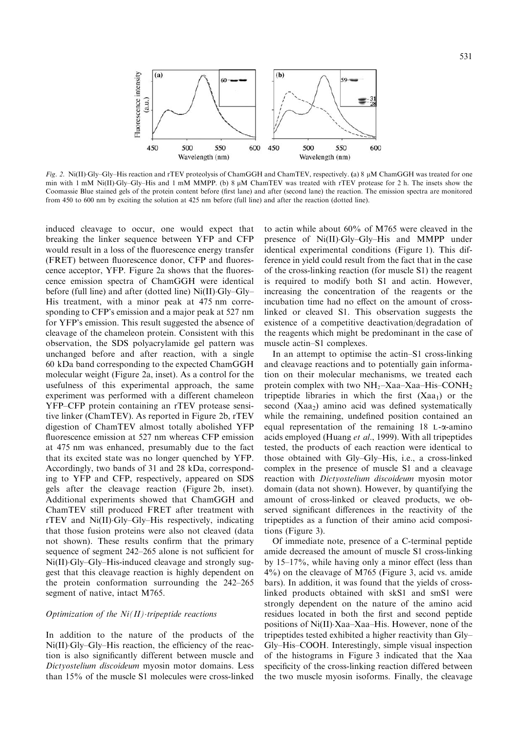*Fig. 2.* Ni(II)·Gly–Gly–His reaction and rTEV proteolysis of ChamGGH and ChamTEV, respectively. (a) 8 μM ChamGGH was treated for one min with 1 mM Ni(II)·Gly–Gly–His and 1 mM MMPP. (b) 8 μM ChamTEV was treated with rTEV protease for 2 h. The insets show the Coomassie Blue stained gels of the protein content before (first lane) and after (second lane) the reaction. The emission spectra are monitored from 450 to 600 nm by exciting the solution at 425 nm before (full line) and after the reaction (dotted line).

induced cleavage to occur, one would expect that breaking the linker sequence between YFP and CFP would result in a loss of the fluorescence energy transfer (FRET) between fluorescence donor, CFP and fluorescence acceptor, YFP. Figure 2a shows that the fluorescence emission spectra of ChamGGH were identical before (full line) and after (dotted line) Ni(II)·Gly–Gly–His treatment, with a minor peak at 475 nm corresponding to CFP's emission and a major peak at 527 nm for YFP's emission. This result suggested the absence of cleavage of the chameleon protein. Consistent with this observation, the SDS polyacrylamide gel pattern was unchanged before and after reaction, with a single 60 kDa band corresponding to the expected ChamGGH molecular weight (Figure 2a, inset). As a control for the usefulness of this experimental approach, the same experiment was performed with a different chameleon YFP–CFP protein containing an rTEV protease sensitive linker (ChamTEV). As reported in Figure 2b, rTEV digestion of ChamTEV almost totally abolished YFP fluorescence emission at 527 nm whereas CFP emission at 475 nm was enhanced, presumably due to the fact that its excited state was no longer quenched by YFP. Accordingly, two bands of 31 and 28 kDa, corresponding to YFP and CFP, respectively, appeared on SDS gels after the cleavage reaction (Figure 2b, inset). Additional experiments showed that ChamGGH and ChamTEV still produced FRET after treatment with rTEV and Ni(II)·Gly–Gly–His respectively, indicating that those fusion proteins were also not cleaved (data not shown). These results confirm that the primary sequence of segment 242–265 alone is not sufficient for Ni(II)·Gly–Gly–His-induced cleavage and strongly suggest that this cleavage reaction is highly dependent on the protein conformation surrounding the 242–265 segment of native, intact M765.

### *Optimization of the Ni(II)·tripeptide reactions*

In addition to the nature of the products of the Ni(II)·Gly–Gly–His reaction, the efficiency of the reaction is also significantly different between muscle and *Dictyostelium discoideum* myosin motor domains. Less than 15% of the muscle S1 molecules were cross-linked to actin while about 60% of M765 were cleaved in the presence of Ni(II)·Gly–Gly–His and MMPP under identical experimental conditions (Figure 1). This difference in yield could result from the fact that in the case of the cross-linking reaction (for muscle S1) the reagent is required to modify both S1 and actin. However, increasing the concentration of the reagents or the incubation time had no effect on the amount of cross-linked or cleaved S1. This observation suggests the existence of a competitive deactivation/degradation of the reagents which might be predominant in the case of muscle actin–S1 complexes.

In an attempt to optimise the actin–S1 cross-linking and cleavage reactions and to potentially gain information on their molecular mechanisms, we treated each protein complex with two $NH_2$–Xaa–Xaa–His–$CONH_2$ tripeptide libraries in which the first ($Xaa_1$) or the second ($Xaa_2$) amino acid was defined systematically while the remaining, undefined position contained an equal representation of the remaining 18 L-α-amino acids employed (Huang *et al*., 1999). With all tripeptides tested, the products of each reaction were identical to those obtained with Gly–Gly–His, i.e., a cross-linked complex in the presence of muscle S1 and a cleavage reaction with *Dictyostelium discoideum* myosin motor domain (data not shown). However, by quantifying the amount of cross-linked or cleaved products, we observed significant differences in the reactivity of the tripeptides as a function of their amino acid compositions (Figure 3).

Of immediate note, presence of a C-terminal peptide amide decreased the amount of muscle S1 cross-linking by 15–17%, while having only a minor effect (less than 4%) on the cleavage of M765 (Figure 3, acid vs. amide bars). In addition, it was found that the yields of cross-linked products obtained with skS1 and smS1 were strongly dependent on the nature of the amino acid residues located in both the first and second peptide positions of Ni(II)·Xaa–Xaa–His. However, none of the tripeptides tested exhibited a higher reactivity than Gly–Gly–His–COOH. Interestingly, simple visual inspection of the histograms in Figure 3 indicated that the Xaa specificity of the cross-linking reaction differed between the two muscle myosin isoforms. Finally, the cleavage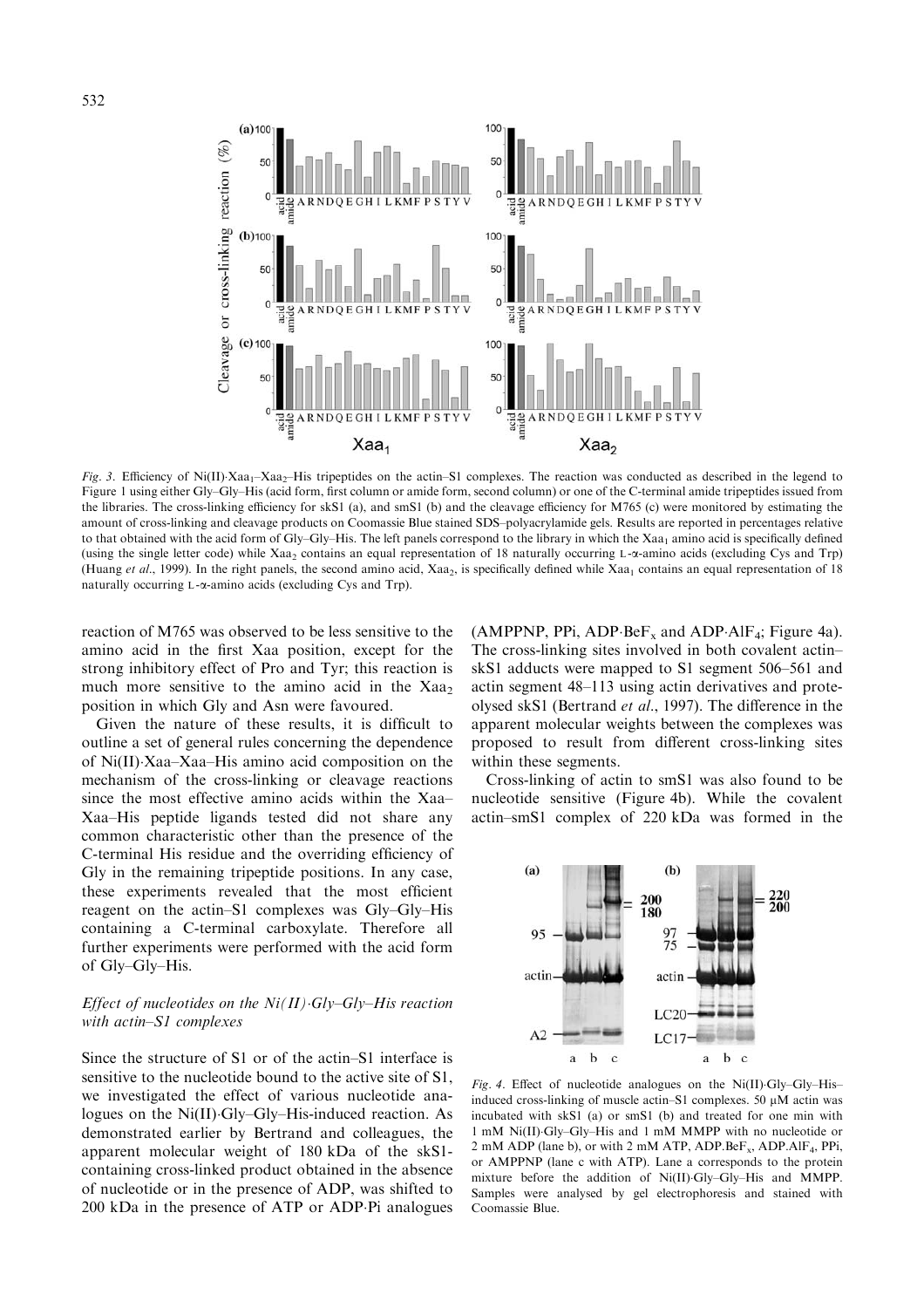*Fig. 3.* Efficiency of Ni(II)·$Xaa_1$–$Xaa_2$–His tripeptides on the actin–S1 complexes. The reaction was conducted as described in the legend to Figure 1 using either Gly–Gly–His (acid form, first column or amide form, second column) or one of the C-terminal amide tripeptides issued from the libraries. The cross-linking efficiency for skS1 (a), and smS1 (b) and the cleavage efficiency for M765 (c) were monitored by estimating the amount of cross-linking and cleavage products on Coomassie Blue stained SDS–polyacrylamide gels. Results are reported in percentages relative to that obtained with the acid form of Gly–Gly–His. The left panels correspond to the library in which the $Xaa_1$ amino acid is specifically defined (using the single letter code) while $Xaa_2$ contains an equal representation of 18 naturally occurring L-α-amino acids (excluding Cys and Trp) (Huang *et al.*, 1999). In the right panels, the second amino acid, $Xaa_2$, is specifically defined while $Xaa_1$ contains an equal representation of 18 naturally occurring L-α-amino acids (excluding Cys and Trp).

reaction of M765 was observed to be less sensitive to the amino acid in the first Xaa position, except for the strong inhibitory effect of Pro and Tyr; this reaction is much more sensitive to the amino acid in the $Xaa_2$ position in which Gly and Asn were favoured.

Given the nature of these results, it is difficult to outline a set of general rules concerning the dependence of Ni(II)·Xaa–Xaa–His amino acid composition on the mechanism of the cross-linking or cleavage reactions since the most effective amino acids within the Xaa–Xaa–His peptide ligands tested did not share any common characteristic other than the presence of the C-terminal His residue and the overriding efficiency of Gly in the remaining tripeptide positions. In any case, these experiments revealed that the most efficient reagent on the actin–S1 complexes was Gly–Gly–His containing a C-terminal carboxylate. Therefore all further experiments were performed with the acid form of Gly–Gly–His.

### *Effect of nucleotides on the Ni(II)·Gly–Gly–His reaction with actin–S1 complexes*

Since the structure of S1 or of the actin–S1 interface is sensitive to the nucleotide bound to the active site of S1, we investigated the effect of various nucleotide analogues on the Ni(II)·Gly–Gly–His-induced reaction. As demonstrated earlier by Bertrand and colleagues, the apparent molecular weight of 180 kDa of the skS1-containing cross-linked product obtained in the absence of nucleotide or in the presence of ADP, was shifted to 200 kDa in the presence of ATP or ADP·Pi analogues (AMPPNP, PPi, ADP·$BeF_x$ and ADP·$AlF_4$; Figure 4a). The cross-linking sites involved in both covalent actin–skS1 adducts were mapped to S1 segment 506–561 and actin segment 48–113 using actin derivatives and proteolysed skS1 (Bertrand *et al.*, 1997). The difference in the apparent molecular weights between the complexes was proposed to result from different cross-linking sites within these segments.

Cross-linking of actin to smS1 was also found to be nucleotide sensitive (Figure 4b). While the covalent actin–smS1 complex of 220 kDa was formed in the

*Fig. 4.* Effect of nucleotide analogues on the Ni(II)·Gly–Gly–His–induced cross-linking of muscle actin–S1 complexes. 50 μM actin was incubated with skS1 (a) or smS1 (b) and treated for one min with 1 mM Ni(II)·Gly–Gly–His and 1 mM MMPP with no nucleotide or 2 mM ADP (lane b), or with 2 mM ATP, ADP.$BeF_x$, ADP.$AlF_4$, PPi, or AMPPNP (lane c with ATP). Lane a corresponds to the protein mixture before the addition of Ni(II)·Gly–Gly–His and MMPP. Samples were analysed by gel electrophoresis and stained with Coomassie Blue.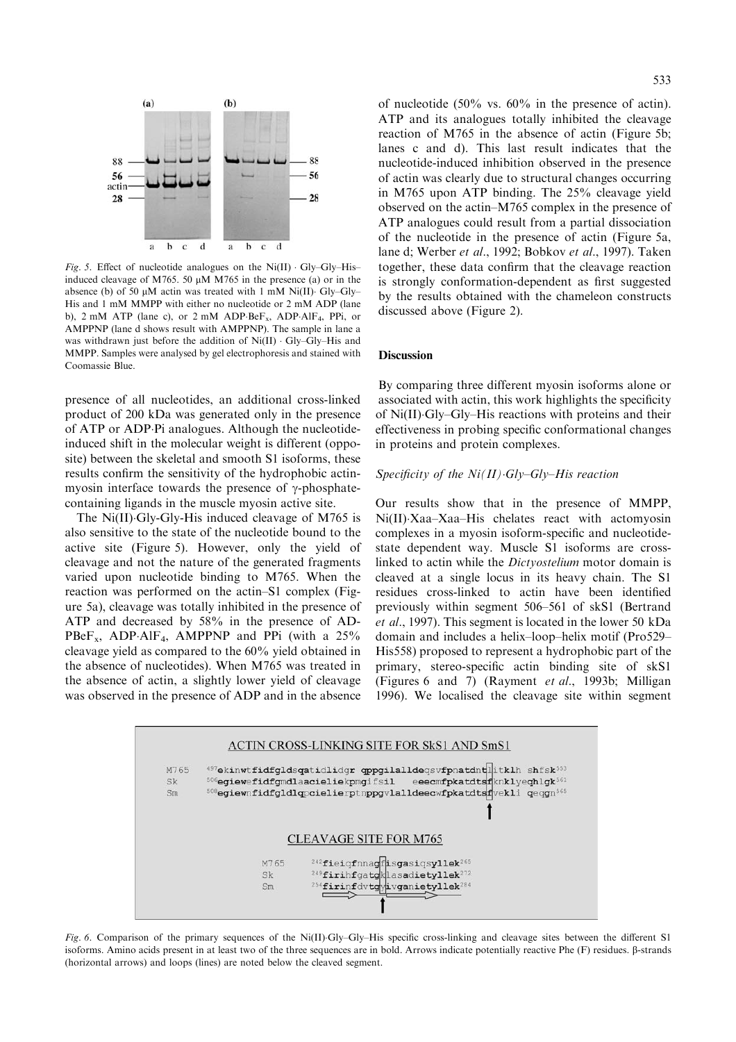Fig. 5. Effect of nucleotide analogues on the Ni(II) · Gly–Gly–His–induced cleavage of M765. 50 μM M765 in the presence (a) or in the absence (b) of 50 μM actin was treated with 1 mM Ni(II)· Gly–Gly–His and 1 mM MMPP with either no nucleotide or 2 mM ADP (lane b), 2 mM ATP (lane c), or 2 mM ADP·BeF$_x$, ADP·AlF$_4$, PPi, or AMPPNP (lane d shows result with AMPPNP). The sample in lane a was withdrawn just before the addition of Ni(II) · Gly–Gly–His and MMPP. Samples were analysed by gel electrophoresis and stained with Coomassie Blue.

presence of all nucleotides, an additional cross-linked product of 200 kDa was generated only in the presence of ATP or ADP·Pi analogues. Although the nucleotide-induced shift in the molecular weight is different (opposite) between the skeletal and smooth S1 isoforms, these results confirm the sensitivity of the hydrophobic actin-myosin interface towards the presence of γ-phosphate-containing ligands in the muscle myosin active site.

The Ni(II)·Gly-Gly-His induced cleavage of M765 is also sensitive to the state of the nucleotide bound to the active site (Figure 5). However, only the yield of cleavage and not the nature of the generated fragments varied upon nucleotide binding to M765. When the reaction was performed on the actin–S1 complex (Figure 5a), cleavage was totally inhibited in the presence of ATP and decreased by 58% in the presence of AD-PBeF$_x$, ADP·AlF$_4$, AMPPNP and PPi (with a 25% cleavage yield as compared to the 60% yield obtained in the absence of nucleotides). When M765 was treated in the absence of actin, a slightly lower yield of cleavage was observed in the presence of ADP and in the absence of nucleotide (50% vs. 60% in the presence of actin). ATP and its analogues totally inhibited the cleavage reaction of M765 in the absence of actin (Figure 5b; lanes c and d). This last result indicates that the nucleotide-induced inhibition observed in the presence of actin was clearly due to structural changes occurring in M765 upon ATP binding. The 25% cleavage yield observed on the actin–M765 complex in the presence of ATP analogues could result from a partial dissociation of the nucleotide in the presence of actin (Figure 5a, lane d; Werber *et al*., 1992; Bobkov *et al*., 1997). Taken together, these data confirm that the cleavage reaction is strongly conformation-dependent as first suggested by the results obtained with the chameleon constructs discussed above (Figure 2).

## Discussion

By comparing three different myosin isoforms alone or associated with actin, this work highlights the specificity of Ni(II)·Gly–Gly–His reactions with proteins and their effectiveness in probing specific conformational changes in proteins and protein complexes.

### *Specificity of the Ni(II)·Gly–Gly–His reaction*

Our results show that in the presence of MMPP, Ni(II)·Xaa–Xaa–His chelates react with actomyosin complexes in a myosin isoform-specific and nucleotide-state dependent way. Muscle S1 isoforms are cross-linked to actin while the *Dictyostelium* motor domain is cleaved at a single locus in its heavy chain. The S1 residues cross-linked to actin have been identified previously within segment 506–561 of skS1 (Bertrand *et al*., 1997). This segment is located in the lower 50 kDa domain and includes a helix–loop–helix motif (Pro529–His558) proposed to represent a hydrophobic part of the primary, stereo-specific actin binding site of skS1 (Figures 6 and 7) (Rayment *et al*., 1993b; Milligan 1996). We localised the cleavage site within segment

ACTIN CROSS-LINKING SITE FOR SkS1 AND SmS1

M765 [497]ekinwtfidfgldsqatidlidgrqppgilalldeqsvfpnatdntlitklhshfsk[553]
Sk [506]egiewefidfgmdlaacieliekpmgifsil eeecmfpkatdtsfknklyeqhlgk[561]
Sm [508]egiewnfidfgldlqpcielierptnppgvlalldeecwfpkatdtsfvekliqeqgn[565]

CLEAVAGE SITE FOR M765

M765 [242]fieiqfnnagfisgasiqsyllek[265]
Sk [249]firihfgatgklasadietyllek[272]
Sm [254]firinfdvtgyivganietyllek[284]

Fig. 6. Comparison of the primary sequences of the Ni(II)·Gly–Gly–His specific cross-linking and cleavage sites between the different S1 isoforms. Amino acids present in at least two of the three sequences are in bold. Arrows indicate potentially reactive Phe (F) residues. β-strands (horizontal arrows) and loops (lines) are noted below the cleaved segment.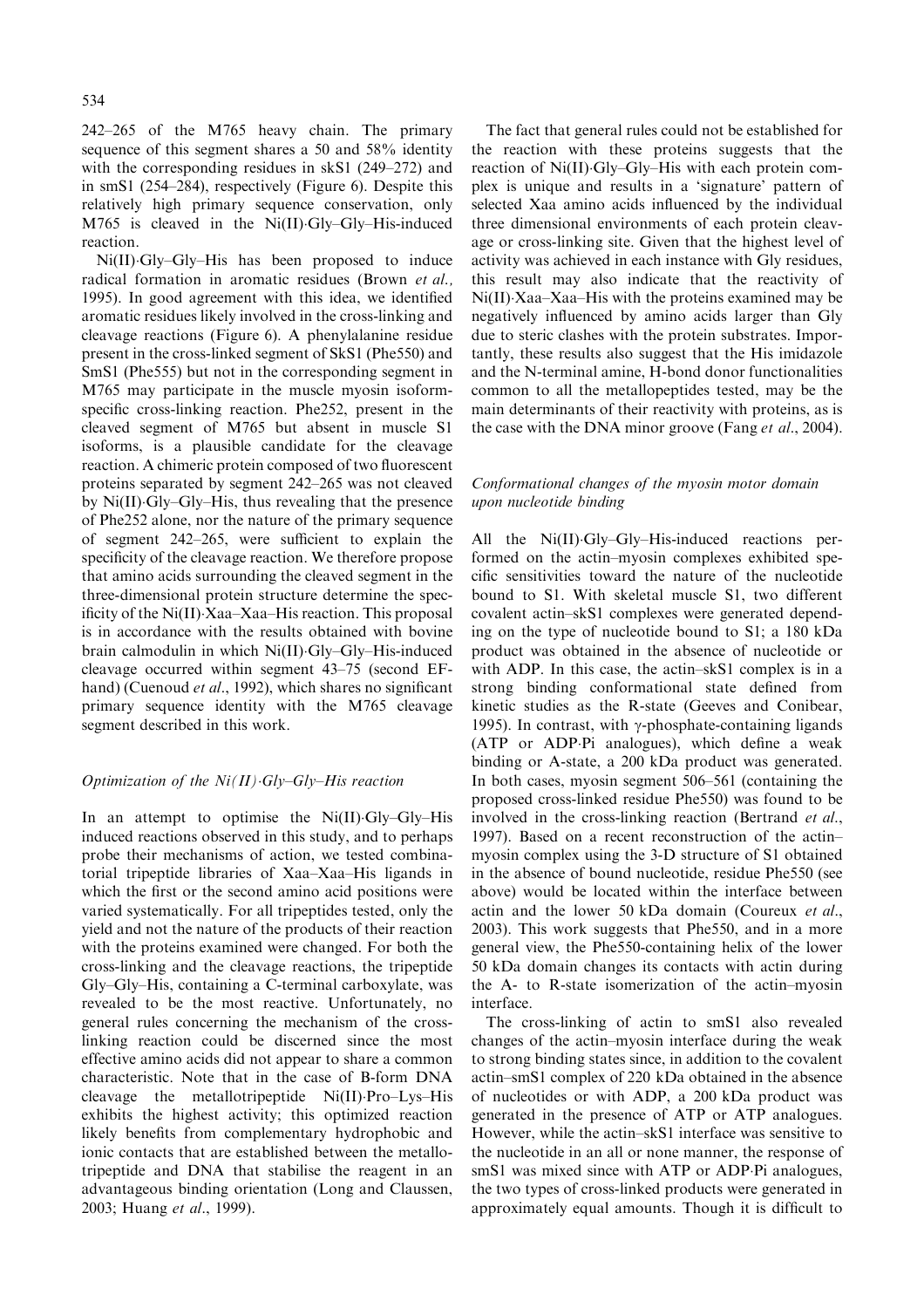242–265 of the M765 heavy chain. The primary sequence of this segment shares a 50 and 58% identity with the corresponding residues in skS1 (249–272) and in smS1 (254–284), respectively (Figure 6). Despite this relatively high primary sequence conservation, only M765 is cleaved in the Ni(II)·Gly–Gly–His-induced reaction.

Ni(II)·Gly–Gly–His has been proposed to induce radical formation in aromatic residues (Brown *et al.,* 1995). In good agreement with this idea, we identified aromatic residues likely involved in the cross-linking and cleavage reactions (Figure 6). A phenylalanine residue present in the cross-linked segment of SkS1 (Phe550) and SmS1 (Phe555) but not in the corresponding segment in M765 may participate in the muscle myosin isoform-specific cross-linking reaction. Phe252, present in the cleaved segment of M765 but absent in muscle S1 isoforms, is a plausible candidate for the cleavage reaction. A chimeric protein composed of two fluorescent proteins separated by segment 242–265 was not cleaved by Ni(II)·Gly–Gly–His, thus revealing that the presence of Phe252 alone, nor the nature of the primary sequence of segment 242–265, were sufficient to explain the specificity of the cleavage reaction. We therefore propose that amino acids surrounding the cleaved segment in the three-dimensional protein structure determine the specificity of the Ni(II)·Xaa–Xaa–His reaction. This proposal is in accordance with the results obtained with bovine brain calmodulin in which Ni(II)·Gly–Gly–His-induced cleavage occurred within segment 43–75 (second EF-hand) (Cuenoud *et al.*, 1992), which shares no significant primary sequence identity with the M765 cleavage segment described in this work.

### *Optimization of the Ni(II)·Gly–Gly–His reaction*

In an attempt to optimise the Ni(II)·Gly–Gly–His induced reactions observed in this study, and to perhaps probe their mechanisms of action, we tested combinatorial tripeptide libraries of Xaa–Xaa–His ligands in which the first or the second amino acid positions were varied systematically. For all tripeptides tested, only the yield and not the nature of the products of their reaction with the proteins examined were changed. For both the cross-linking and the cleavage reactions, the tripeptide Gly–Gly–His, containing a C-terminal carboxylate, was revealed to be the most reactive. Unfortunately, no general rules concerning the mechanism of the cross-linking reaction could be discerned since the most effective amino acids did not appear to share a common characteristic. Note that in the case of B-form DNA cleavage the metallotripeptide Ni(II)·Pro–Lys–His exhibits the highest activity; this optimized reaction likely benefits from complementary hydrophobic and ionic contacts that are established between the metallotripeptide and DNA that stabilise the reagent in an advantageous binding orientation (Long and Claussen, 2003; Huang *et al.*, 1999).

The fact that general rules could not be established for the reaction with these proteins suggests that the reaction of Ni(II)·Gly–Gly–His with each protein complex is unique and results in a 'signature' pattern of selected Xaa amino acids influenced by the individual three dimensional environments of each protein cleavage or cross-linking site. Given that the highest level of activity was achieved in each instance with Gly residues, this result may also indicate that the reactivity of Ni(II)·Xaa–Xaa–His with the proteins examined may be negatively influenced by amino acids larger than Gly due to steric clashes with the protein substrates. Importantly, these results also suggest that the His imidazole and the N-terminal amine, H-bond donor functionalities common to all the metallopeptides tested, may be the main determinants of their reactivity with proteins, as is the case with the DNA minor groove (Fang *et al.*, 2004).

### *Conformational changes of the myosin motor domain upon nucleotide binding*

All the Ni(II)·Gly–Gly–His-induced reactions performed on the actin–myosin complexes exhibited specific sensitivities toward the nature of the nucleotide bound to S1. With skeletal muscle S1, two different covalent actin–skS1 complexes were generated depending on the type of nucleotide bound to S1; a 180 kDa product was obtained in the absence of nucleotide or with ADP. In this case, the actin–skS1 complex is in a strong binding conformational state defined from kinetic studies as the R-state (Geeves and Conibear, 1995). In contrast, with γ-phosphate-containing ligands (ATP or ADP·Pi analogues), which define a weak binding or A-state, a 200 kDa product was generated. In both cases, myosin segment 506–561 (containing the proposed cross-linked residue Phe550) was found to be involved in the cross-linking reaction (Bertrand *et al.*, 1997). Based on a recent reconstruction of the actin–myosin complex using the 3-D structure of S1 obtained in the absence of bound nucleotide, residue Phe550 (see above) would be located within the interface between actin and the lower 50 kDa domain (Coureux *et al.*, 2003). This work suggests that Phe550, and in a more general view, the Phe550-containing helix of the lower 50 kDa domain changes its contacts with actin during the A- to R-state isomerization of the actin–myosin interface.

The cross-linking of actin to smS1 also revealed changes of the actin–myosin interface during the weak to strong binding states since, in addition to the covalent actin–smS1 complex of 220 kDa obtained in the absence of nucleotides or with ADP, a 200 kDa product was generated in the presence of ATP or ATP analogues. However, while the actin–skS1 interface was sensitive to the nucleotide in an all or none manner, the response of smS1 was mixed since with ATP or ADP·Pi analogues, the two types of cross-linked products were generated in approximately equal amounts. Though it is difficult to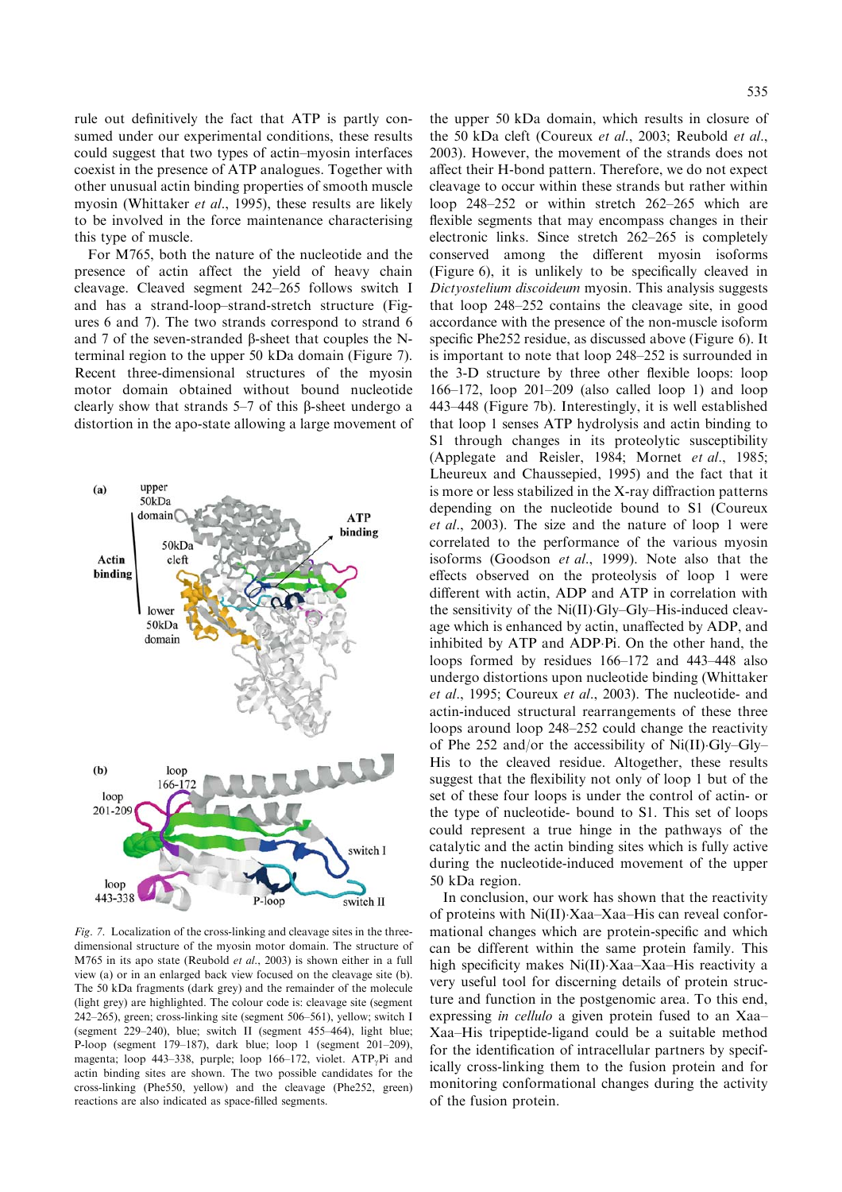rule out definitively the fact that ATP is partly consumed under our experimental conditions, these results could suggest that two types of actin–myosin interfaces coexist in the presence of ATP analogues. Together with other unusual actin binding properties of smooth muscle myosin (Whittaker *et al*., 1995), these results are likely to be involved in the force maintenance characterising this type of muscle.

For M765, both the nature of the nucleotide and the presence of actin affect the yield of heavy chain cleavage. Cleaved segment 242–265 follows switch I and has a strand-loop–strand-stretch structure (Figures 6 and 7). The two strands correspond to strand 6 and 7 of the seven-stranded β-sheet that couples the N-terminal region to the upper 50 kDa domain (Figure 7). Recent three-dimensional structures of the myosin motor domain obtained without bound nucleotide clearly show that strands 5–7 of this β-sheet undergo a distortion in the apo-state allowing a large movement of the upper 50 kDa domain, which results in closure of the 50 kDa cleft (Coureux *et al*., 2003; Reubold *et al*., 2003). However, the movement of the strands does not affect their H-bond pattern. Therefore, we do not expect cleavage to occur within these strands but rather within loop 248–252 or within stretch 262–265 which are flexible segments that may encompass changes in their electronic links. Since stretch 262–265 is completely conserved among the different myosin isoforms (Figure 6), it is unlikely to be specifically cleaved in *Dictyostelium discoideum* myosin. This analysis suggests that loop 248–252 contains the cleavage site, in good accordance with the presence of the non-muscle isoform specific Phe252 residue, as discussed above (Figure 6). It is important to note that loop 248–252 is surrounded in the 3-D structure by three other flexible loops: loop 166–172, loop 201–209 (also called loop 1) and loop 443–448 (Figure 7b). Interestingly, it is well established that loop 1 senses ATP hydrolysis and actin binding to S1 through changes in its proteolytic susceptibility (Applegate and Reisler, 1984; Mornet *et al*., 1985; Lheureux and Chaussepied, 1995) and the fact that it is more or less stabilized in the X-ray diffraction patterns depending on the nucleotide bound to S1 (Coureux *et al*., 2003). The size and the nature of loop 1 were correlated to the performance of the various myosin isoforms (Goodson *et al*., 1999). Note also that the effects observed on the proteolysis of loop 1 were different with actin, ADP and ATP in correlation with the sensitivity of the Ni(II)·Gly–Gly–His-induced cleavage which is enhanced by actin, unaffected by ADP, and inhibited by ATP and ADP·Pi. On the other hand, the loops formed by residues 166–172 and 443–448 also undergo distortions upon nucleotide binding (Whittaker *et al*., 1995; Coureux *et al*., 2003). The nucleotide- and actin-induced structural rearrangements of these three loops around loop 248–252 could change the reactivity of Phe 252 and/or the accessibility of Ni(II)·Gly–Gly–His to the cleaved residue. Altogether, these results suggest that the flexibility not only of loop 1 but of the set of these four loops is under the control of actin- or the type of nucleotide- bound to S1. This set of loops could represent a true hinge in the pathways of the catalytic and the actin binding sites which is fully active during the nucleotide-induced movement of the upper 50 kDa region.

*Fig. 7.* Localization of the cross-linking and cleavage sites in the three-dimensional structure of the myosin motor domain. The structure of M765 in its apo state (Reubold *et al*., 2003) is shown either in a full view (a) or in an enlarged back view focused on the cleavage site (b). The 50 kDa fragments (dark grey) and the remainder of the molecule (light grey) are highlighted. The colour code is: cleavage site (segment 242–265), green; cross-linking site (segment 506–561), yellow; switch I (segment 229–240), blue; switch II (segment 455–464), light blue; P-loop (segment 179–187), dark blue; loop 1 (segment 201–209), magenta; loop 443–338, purple; loop 166–172, violet. $ATP_{\gamma}Pi$ and actin binding sites are shown. The two possible candidates for the cross-linking (Phe550, yellow) and the cleavage (Phe252, green) reactions are also indicated as space-filled segments.

In conclusion, our work has shown that the reactivity of proteins with Ni(II)·Xaa–Xaa–His can reveal conformational changes which are protein-specific and which can be different within the same protein family. This high specificity makes Ni(II)·Xaa–Xaa–His reactivity a very useful tool for discerning details of protein structure and function in the postgenomic area. To this end, expressing *in cellulo* a given protein fused to an Xaa–Xaa–His tripeptide-ligand could be a suitable method for the identification of intracellular partners by specifically cross-linking them to the fusion protein and for monitoring conformational changes during the activity of the fusion protein.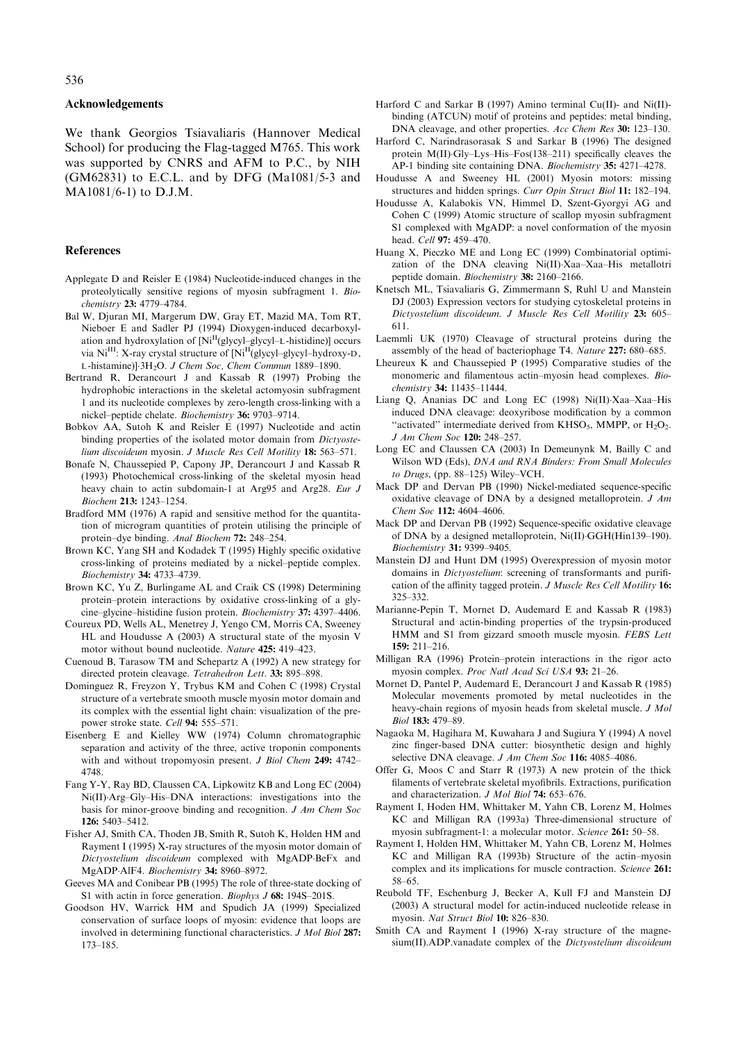## Acknowledgements

We thank Georgios Tsiavaliaris (Hannover Medical School) for producing the Flag-tagged M765. This work was supported by CNRS and AFM to P.C., by NIH (GM62831) to E.C.L. and by DFG (Ma1081/5-3 and MA1081/6-1) to D.J.M.

## References

Applegate D and Reisler E (1984) Nucleotide-induced changes in the proteolytically sensitive regions of myosin subfragment 1. *Biochemistry* **23:** 4779–4784.

Bal W, Djuran MI, Margerum DW, Gray ET, Mazid MA, Tom RT, Nieboer E and Sadler PJ (1994) Dioxygen-induced decarboxylation and hydroxylation of [$Ni^{II}$(glycyl–glycyl–L-histidine)] occurs via $Ni^{III}$: X-ray crystal structure of [$Ni^{II}$(glycyl–glycyl–hydroxy-D, L-histamine)]·$3H_2O$. *J Chem Soc, Chem Commun* 1889–1890.

Bertrand R, Derancourt J and Kassab R (1997) Probing the hydrophobic interactions in the skeletal actomyosin subfragment 1 and its nucleotide complexes by zero-length cross-linking with a nickel–peptide chelate. *Biochemistry* **36:** 9703–9714.

Bobkov AA, Sutoh K and Reisler E (1997) Nucleotide and actin binding properties of the isolated motor domain from *Dictyostelium discoideum* myosin. *J Muscle Res Cell Motility* **18:** 563–571.

Bonafe N, Chaussepied P, Capony JP, Derancourt J and Kassab R (1993) Photochemical cross-linking of the skeletal myosin head heavy chain to actin subdomain-1 at Arg95 and Arg28. *Eur J Biochem* **213:** 1243–1254.

Bradford MM (1976) A rapid and sensitive method for the quantitation of microgram quantities of protein utilising the principle of protein–dye binding. *Anal Biochem* **72:** 248–254.

Brown KC, Yang SH and Kodadek T (1995) Highly specific oxidative cross-linking of proteins mediated by a nickel–peptide complex. *Biochemistry* **34:** 4733–4739.

Brown KC, Yu Z, Burlingame AL and Craik CS (1998) Determining protein–protein interactions by oxidative cross-linking of a glycine–glycine–histidine fusion protein. *Biochemistry* **37:** 4397–4406.

Coureux PD, Wells AL, Menetrey J, Yengo CM, Morris CA, Sweeney HL and Houdusse A (2003) A structural state of the myosin V motor without bound nucleotide. *Nature* **425:** 419–423.

Cuenoud B, Tarasow TM and Schepartz A (1992) A new strategy for directed protein cleavage. *Tetrahedron Lett*. **33:** 895–898.

Dominguez R, Freyzon Y, Trybus KM and Cohen C (1998) Crystal structure of a vertebrate smooth muscle myosin motor domain and its complex with the essential light chain: visualization of the pre-power stroke state. *Cell* **94:** 555–571.

Eisenberg E and Kielley WW (1974) Column chromatographic separation and activity of the three, active troponin components with and without tropomyosin present. *J Biol Chem* **249:** 4742–4748.

Fang Y-Y, Ray BD, Claussen CA, Lipkowitz KB and Long EC (2004) Ni(II)·Arg–Gly–His–DNA interactions: investigations into the basis for minor-groove binding and recognition. *J Am Chem Soc* **126:** 5403–5412.

Fisher AJ, Smith CA, Thoden JB, Smith R, Sutoh K, Holden HM and Rayment I (1995) X-ray structures of the myosin motor domain of *Dictyostelium discoideum* complexed with MgADP·BeFx and MgADP·AlF4. *Biochemistry* **34:** 8960–8972.

Geeves MA and Conibear PB (1995) The role of three-state docking of S1 with actin in force generation. *Biophys J* **68:** 194S–201S.

Goodson HV, Warrick HM and Spudich JA (1999) Specialized conservation of surface loops of myosin: evidence that loops are involved in determining functional characteristics. *J Mol Biol* **287:** 173–185.

Harford C and Sarkar B (1997) Amino terminal Cu(II)- and Ni(II)-binding (ATCUN) motif of proteins and peptides: metal binding, DNA cleavage, and other properties. *Acc Chem Res* **30:** 123–130.

Harford C, Narindrasorasak S and Sarkar B (1996) The designed protein M(II)·Gly–Lys–His–Fos(138–211) specifically cleaves the AP-1 binding site containing DNA. *Biochemistry* **35:** 4271–4278.

Houdusse A and Sweeney HL (2001) Myosin motors: missing structures and hidden springs. *Curr Opin Struct Biol* **11:** 182–194.

Houdusse A, Kalabokis VN, Himmel D, Szent-Gyorgyi AG and Cohen C (1999) Atomic structure of scallop myosin subfragment S1 complexed with MgADP: a novel conformation of the myosin head. *Cell* **97:** 459–470.

Huang X, Pieczko ME and Long EC (1999) Combinatorial optimization of the DNA cleaving Ni(II)·Xaa–Xaa–His metallotri peptide domain. *Biochemistry* **38:** 2160–2166.

Knetsch ML, Tsiavaliaris G, Zimmermann S, Ruhl U and Manstein DJ (2003) Expression vectors for studying cytoskeletal proteins in *Dictyostelium discoideum*. *J Muscle Res Cell Motility* **23:** 605–611.

Laemmli UK (1970) Cleavage of structural proteins during the assembly of the head of bacteriophage T4. *Nature* **227:** 680–685.

Lheureux K and Chaussepied P (1995) Comparative studies of the monomeric and filamentous actin–myosin head complexes. *Biochemistry* **34:** 11435–11444.

Liang Q, Ananias DC and Long EC (1998) Ni(II)·Xaa–Xaa–His induced DNA cleavage: deoxyribose modification by a common "activated" intermediate derived from $KHSO_5$, MMPP, or $H_2O_2$. *J Am Chem Soc* **120:** 248–257.

Long EC and Claussen CA (2003) In Demeunynk M, Bailly C and Wilson WD (Eds), *DNA and RNA Binders: From Small Molecules to Drugs*, (pp. 88–125) Wiley–VCH.

Mack DP and Dervan PB (1990) Nickel-mediated sequence-specific oxidative cleavage of DNA by a designed metalloprotein. *J Am Chem Soc* **112:** 4604–4606.

Mack DP and Dervan PB (1992) Sequence-specific oxidative cleavage of DNA by a designed metalloprotein, Ni(II)·GGH(Hin139–190). *Biochemistry* **31:** 9399–9405.

Manstein DJ and Hunt DM (1995) Overexpression of myosin motor domains in *Dictyostelium*: screening of transformants and purification of the affinity tagged protein. *J Muscle Res Cell Motility* **16:** 325–332.

Marianne-Pepin T, Mornet D, Audemard E and Kassab R (1983) Structural and actin-binding properties of the trypsin-produced HMM and S1 from gizzard smooth muscle myosin. *FEBS Lett* **159:** 211–216.

Milligan RA (1996) Protein–protein interactions in the rigor acto myosin complex. *Proc Natl Acad Sci USA* **93:** 21–26.

Mornet D, Pantel P, Audemard E, Derancourt J and Kassab R (1985) Molecular movements promoted by metal nucleotides in the heavy-chain regions of myosin heads from skeletal muscle. *J Mol Biol* **183:** 479–89.

Nagaoka M, Hagihara M, Kuwahara J and Sugiura Y (1994) A novel zinc finger-based DNA cutter: biosynthetic design and highly selective DNA cleavage. *J Am Chem Soc* **116:** 4085–4086.

Offer G, Moos C and Starr R (1973) A new protein of the thick filaments of vertebrate skeletal myofibrils. Extractions, purification and characterization. *J Mol Biol* **74:** 653–676.

Rayment I, Hoden HM, Whittaker M, Yahn CB, Lorenz M, Holmes KC and Milligan RA (1993a) Three-dimensional structure of myosin subfragment-1: a molecular motor. *Science* **261:** 50–58.

Rayment I, Holden HM, Whittaker M, Yahn CB, Lorenz M, Holmes KC and Milligan RA (1993b) Structure of the actin–myosin complex and its implications for muscle contraction. *Science* **261:** 58–65.

Reubold TF, Eschenburg J, Becker A, Kull FJ and Manstein DJ (2003) A structural model for actin-induced nucleotide release in myosin. *Nat Struct Biol* **10:** 826–830.

Smith CA and Rayment I (1996) X-ray structure of the magnesium(II).ADP.vanadate complex of the *Dictyostelium discoideum*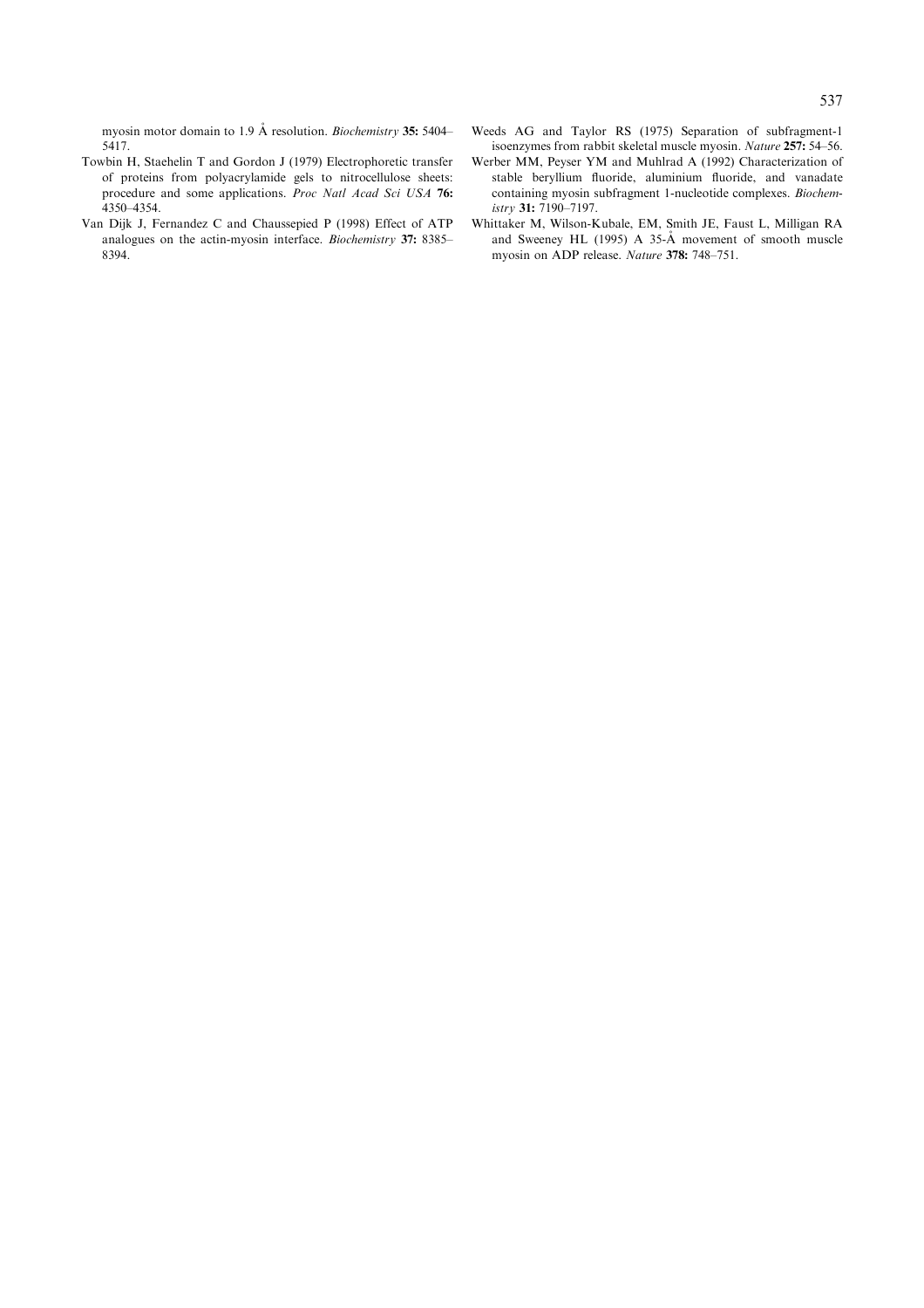myosin motor domain to 1.9 Å resolution. *Biochemistry* **35:** 5404–5417.

Towbin H, Staehelin T and Gordon J (1979) Electrophoretic transfer of proteins from polyacrylamide gels to nitrocellulose sheets: procedure and some applications. *Proc Natl Acad Sci USA* **76:** 4350–4354.

Van Dijk J, Fernandez C and Chaussepied P (1998) Effect of ATP analogues on the actin-myosin interface. *Biochemistry* **37:** 8385–8394.

Weeds AG and Taylor RS (1975) Separation of subfragment-1 isoenzymes from rabbit skeletal muscle myosin. *Nature* **257:** 54–56.

Werber MM, Peyser YM and Muhlrad A (1992) Characterization of stable beryllium fluoride, aluminium fluoride, and vanadate containing myosin subfragment 1-nucleotide complexes. *Biochemistry* **31:** 7190–7197.

Whittaker M, Wilson-Kubale, EM, Smith JE, Faust L, Milligan RA and Sweeney HL (1995) A 35-Å movement of smooth muscle myosin on ADP release. *Nature* **378:** 748–751.